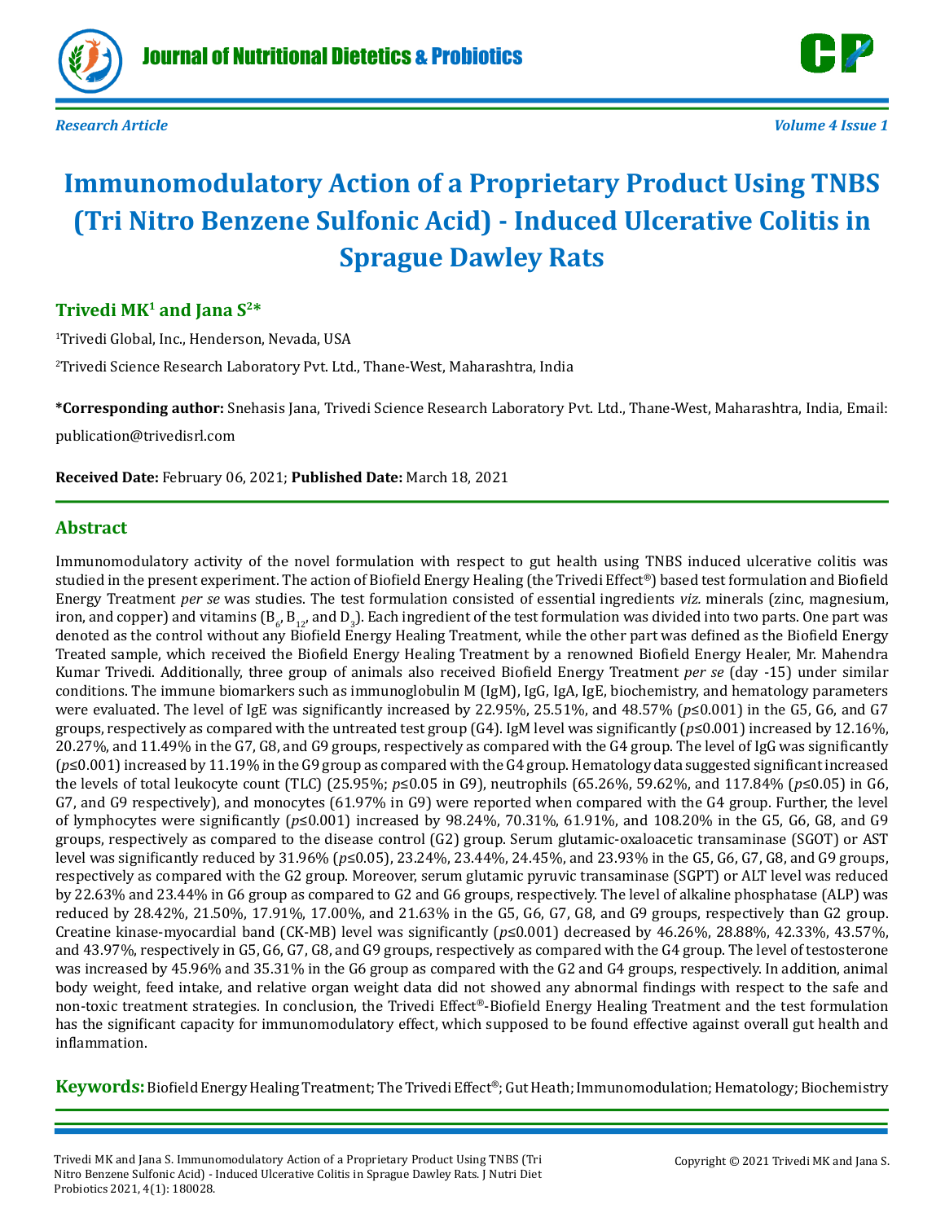Research Article

Volume 4 Issue 1

# Immunomodulatory Action of a Proprietary Product Using TNBS (Tri Nitro Benzene Sulfonic Acid) - Induced Ulcerative Colitis in Sprague Dawley Rats

**Trivedi MK[1] and Jana S[2]***

[1]Trivedi Global, Inc., Henderson, Nevada, USA

[2]Trivedi Science Research Laboratory Pvt. Ltd., Thane-West, Maharashtra, India

**\*Corresponding author:** Snehasis Jana, Trivedi Science Research Laboratory Pvt. Ltd., Thane-West, Maharashtra, India, Email: publication@trivedisrl.com

**Received Date:** February 06, 2021; **Published Date:** March 18, 2021

## Abstract

Immunomodulatory activity of the novel formulation with respect to gut health using TNBS induced ulcerative colitis was studied in the present experiment. The action of Biofield Energy Healing (the Trivedi Effect®) based test formulation and Biofield Energy Treatment *per se* was studies. The test formulation consisted of essential ingredients *viz.* minerals (zinc, magnesium, iron, and copper) and vitamins ($B_6$, $B_{12}$, and $D_3$). Each ingredient of the test formulation was divided into two parts. One part was denoted as the control without any Biofield Energy Healing Treatment, while the other part was defined as the Biofield Energy Treated sample, which received the Biofield Energy Healing Treatment by a renowned Biofield Energy Healer, Mr. Mahendra Kumar Trivedi. Additionally, three group of animals also received Biofield Energy Treatment *per se* (day -15) under similar conditions. The immune biomarkers such as immunoglobulin M (IgM), IgG, IgA, IgE, biochemistry, and hematology parameters were evaluated. The level of IgE was significantly increased by 22.95%, 25.51%, and 48.57% ($p \leq 0.001$) in the G5, G6, and G7 groups, respectively as compared with the untreated test group (G4). IgM level was significantly ($p \leq 0.001$) increased by 12.16%, 20.27%, and 11.49% in the G7, G8, and G9 groups, respectively as compared with the G4 group. The level of IgG was significantly ($p \leq 0.001$) increased by 11.19% in the G9 group as compared with the G4 group. Hematology data suggested significant increased the levels of total leukocyte count (TLC) (25.95%; $p \leq 0.05$ in G9), neutrophils (65.26%, 59.62%, and 117.84% ($p \leq 0.05$) in G6, G7, and G9 respectively), and monocytes (61.97% in G9) were reported when compared with the G4 group. Further, the level of lymphocytes were significantly ($p \leq 0.001$) increased by 98.24%, 70.31%, 61.91%, and 108.20% in the G5, G6, G8, and G9 groups, respectively as compared to the disease control (G2) group. Serum glutamic-oxaloacetic transaminase (SGOT) or AST level was significantly reduced by 31.96% ($p \leq 0.05$), 23.24%, 23.44%, 24.45%, and 23.93% in the G5, G6, G7, G8, and G9 groups, respectively as compared with the G2 group. Moreover, serum glutamic pyruvic transaminase (SGPT) or ALT level was reduced by 22.63% and 23.44% in G6 group as compared to G2 and G6 groups, respectively. The level of alkaline phosphatase (ALP) was reduced by 28.42%, 21.50%, 17.91%, 17.00%, and 21.63% in the G5, G6, G7, G8, and G9 groups, respectively than G2 group. Creatine kinase-myocardial band (CK-MB) level was significantly ($p \leq 0.001$) decreased by 46.26%, 28.88%, 42.33%, 43.57%, and 43.97%, respectively in G5, G6, G7, G8, and G9 groups, respectively as compared with the G4 group. The level of testosterone was increased by 45.96% and 35.31% in the G6 group as compared with the G2 and G4 groups, respectively. In addition, animal body weight, feed intake, and relative organ weight data did not showed any abnormal findings with respect to the safe and non-toxic treatment strategies. In conclusion, the Trivedi Effect®-Biofield Energy Healing Treatment and the test formulation has the significant capacity for immunomodulatory effect, which supposed to be found effective against overall gut health and inflammation.

**Keywords:** Biofield Energy Healing Treatment; The Trivedi Effect®; Gut Heath; Immunomodulation; Hematology; Biochemistry

Trivedi MK and Jana S. Immunomodulatory Action of a Proprietary Product Using TNBS (Tri Nitro Benzene Sulfonic Acid) - Induced Ulcerative Colitis in Sprague Dawley Rats. J Nutri Diet Probiotics 2021, 4(1): 180028.

Copyright © 2021 Trivedi MK and Jana S.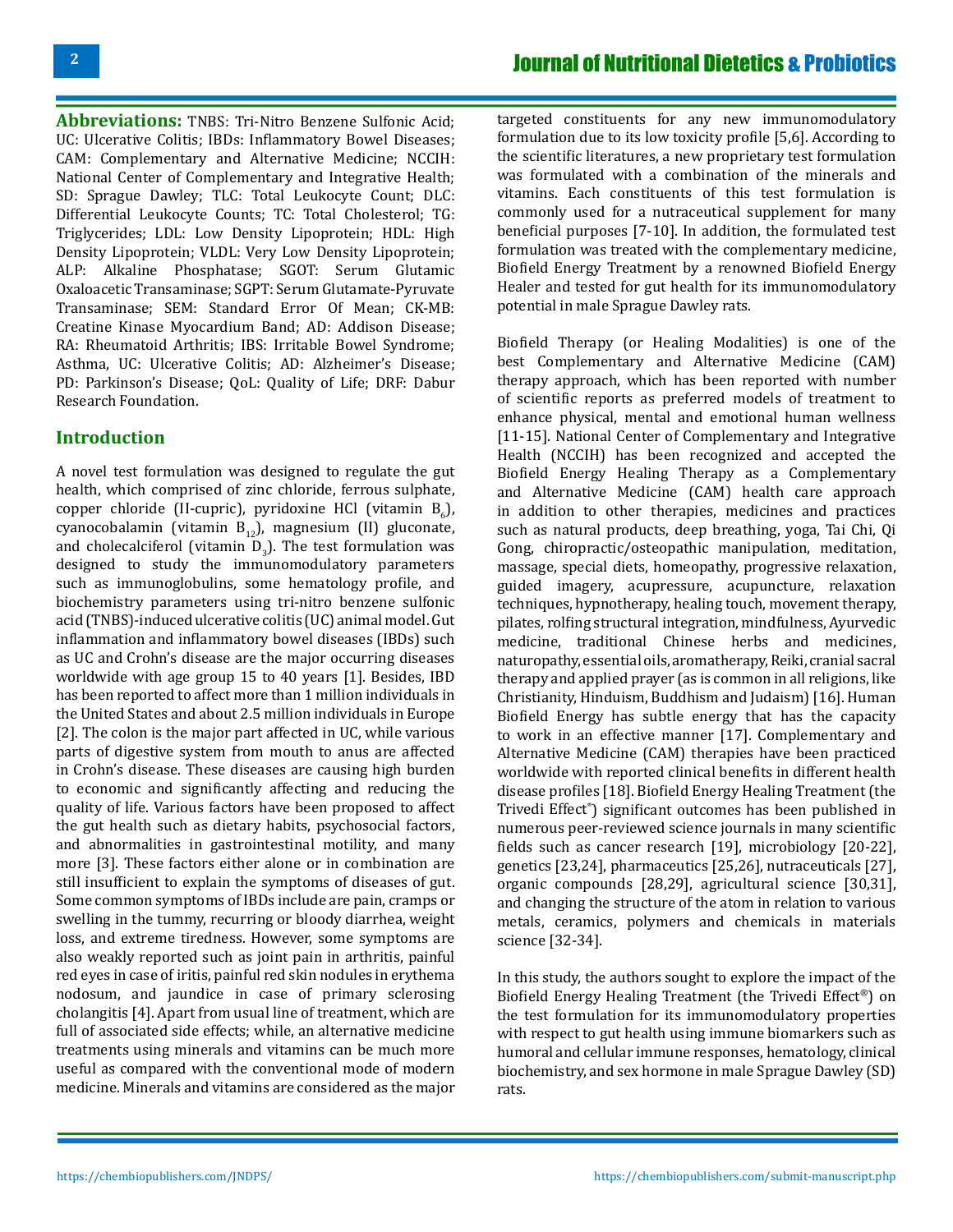**Abbreviations:** TNBS: Tri-Nitro Benzene Sulfonic Acid; UC: Ulcerative Colitis; IBDs: Inflammatory Bowel Diseases; CAM: Complementary and Alternative Medicine; NCCIH: National Center of Complementary and Integrative Health; SD: Sprague Dawley; TLC: Total Leukocyte Count; DLC: Differential Leukocyte Counts; TC: Total Cholesterol; TG: Triglycerides; LDL: Low Density Lipoprotein; HDL: High Density Lipoprotein; VLDL: Very Low Density Lipoprotein; ALP: Alkaline Phosphatase; SGOT: Serum Glutamic Oxaloacetic Transaminase; SGPT: Serum Glutamate-Pyruvate Transaminase; SEM: Standard Error Of Mean; CK-MB: Creatine Kinase Myocardium Band; AD: Addison Disease; RA: Rheumatoid Arthritis; IBS: Irritable Bowel Syndrome; Asthma, UC: Ulcerative Colitis; AD: Alzheimer's Disease; PD: Parkinson's Disease; QoL: Quality of Life; DRF: Dabur Research Foundation.

## Introduction

A novel test formulation was designed to regulate the gut health, which comprised of zinc chloride, ferrous sulphate, copper chloride (II-cupric), pyridoxine HCl (vitamin $B_6$), cyanocobalamin (vitamin $B_{12}$), magnesium (II) gluconate, and cholecalciferol (vitamin $D_3$). The test formulation was designed to study the immunomodulatory parameters such as immunoglobulins, some hematology profile, and biochemistry parameters using tri-nitro benzene sulfonic acid (TNBS)-induced ulcerative colitis (UC) animal model. Gut inflammation and inflammatory bowel diseases (IBDs) such as UC and Crohn's disease are the major occurring diseases worldwide with age group 15 to 40 years [1]. Besides, IBD has been reported to affect more than 1 million individuals in the United States and about 2.5 million individuals in Europe [2]. The colon is the major part affected in UC, while various parts of digestive system from mouth to anus are affected in Crohn's disease. These diseases are causing high burden to economic and significantly affecting and reducing the quality of life. Various factors have been proposed to affect the gut health such as dietary habits, psychosocial factors, and abnormalities in gastrointestinal motility, and many more [3]. These factors either alone or in combination are still insufficient to explain the symptoms of diseases of gut. Some common symptoms of IBDs include are pain, cramps or swelling in the tummy, recurring or bloody diarrhea, weight loss, and extreme tiredness. However, some symptoms are also weakly reported such as joint pain in arthritis, painful red eyes in case of iritis, painful red skin nodules in erythema nodosum, and jaundice in case of primary sclerosing cholangitis [4]. Apart from usual line of treatment, which are full of associated side effects; while, an alternative medicine treatments using minerals and vitamins can be much more useful as compared with the conventional mode of modern medicine. Minerals and vitamins are considered as the major targeted constituents for any new immunomodulatory formulation due to its low toxicity profile [5,6]. According to the scientific literatures, a new proprietary test formulation was formulated with a combination of the minerals and vitamins. Each constituents of this test formulation is commonly used for a nutraceutical supplement for many beneficial purposes [7-10]. In addition, the formulated test formulation was treated with the complementary medicine, Biofield Energy Treatment by a renowned Biofield Energy Healer and tested for gut health for its immunomodulatory potential in male Sprague Dawley rats.

Biofield Therapy (or Healing Modalities) is one of the best Complementary and Alternative Medicine (CAM) therapy approach, which has been reported with number of scientific reports as preferred models of treatment to enhance physical, mental and emotional human wellness [11-15]. National Center of Complementary and Integrative Health (NCCIH) has been recognized and accepted the Biofield Energy Healing Therapy as a Complementary and Alternative Medicine (CAM) health care approach in addition to other therapies, medicines and practices such as natural products, deep breathing, yoga, Tai Chi, Qi Gong, chiropractic/osteopathic manipulation, meditation, massage, special diets, homeopathy, progressive relaxation, guided imagery, acupressure, acupuncture, relaxation techniques, hypnotherapy, healing touch, movement therapy, pilates, rolfing structural integration, mindfulness, Ayurvedic medicine, traditional Chinese herbs and medicines, naturopathy, essential oils, aromatherapy, Reiki, cranial sacral therapy and applied prayer (as is common in all religions, like Christianity, Hinduism, Buddhism and Judaism) [16]. Human Biofield Energy has subtle energy that has the capacity to work in an effective manner [17]. Complementary and Alternative Medicine (CAM) therapies have been practiced worldwide with reported clinical benefits in different health disease profiles [18]. Biofield Energy Healing Treatment (the Trivedi Effect®) significant outcomes has been published in numerous peer-reviewed science journals in many scientific fields such as cancer research [19], microbiology [20-22], genetics [23,24], pharmaceutics [25,26], nutraceuticals [27], organic compounds [28,29], agricultural science [30,31], and changing the structure of the atom in relation to various metals, ceramics, polymers and chemicals in materials science [32-34].

In this study, the authors sought to explore the impact of the Biofield Energy Healing Treatment (the Trivedi Effect®) on the test formulation for its immunomodulatory properties with respect to gut health using immune biomarkers such as humoral and cellular immune responses, hematology, clinical biochemistry, and sex hormone in male Sprague Dawley (SD) rats.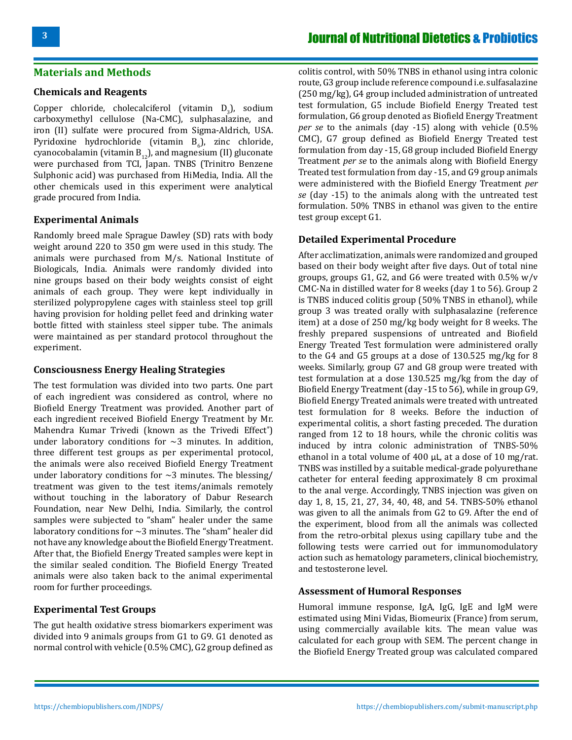## Materials and Methods

### Chemicals and Reagents

Copper chloride, cholecalciferol (vitamin $D_3$), sodium carboxymethyl cellulose (Na-CMC), sulphasalazine, and iron (II) sulfate were procured from Sigma-Aldrich, USA. Pyridoxine hydrochloride (vitamin $B_6$), zinc chloride, cyanocobalamin (vitamin $B_{12}$), and magnesium (II) gluconate were purchased from TCI, Japan. TNBS (Trinitro Benzene Sulphonic acid) was purchased from HiMedia, India. All the other chemicals used in this experiment were analytical grade procured from India.

### Experimental Animals

Randomly breed male Sprague Dawley (SD) rats with body weight around 220 to 350 gm were used in this study. The animals were purchased from M/s. National Institute of Biologicals, India. Animals were randomly divided into nine groups based on their body weights consist of eight animals of each group. They were kept individually in sterilized polypropylene cages with stainless steel top grill having provision for holding pellet feed and drinking water bottle fitted with stainless steel sipper tube. The animals were maintained as per standard protocol throughout the experiment.

### Consciousness Energy Healing Strategies

The test formulation was divided into two parts. One part of each ingredient was considered as control, where no Biofield Energy Treatment was provided. Another part of each ingredient received Biofield Energy Treatment by Mr. Mahendra Kumar Trivedi (known as the Trivedi Effect®) under laboratory conditions for ~3 minutes. In addition, three different test groups as per experimental protocol, the animals were also received Biofield Energy Treatment under laboratory conditions for ~3 minutes. The blessing/treatment was given to the test items/animals remotely without touching in the laboratory of Dabur Research Foundation, near New Delhi, India. Similarly, the control samples were subjected to "sham" healer under the same laboratory conditions for ~3 minutes. The "sham" healer did not have any knowledge about the Biofield Energy Treatment. After that, the Biofield Energy Treated samples were kept in the similar sealed condition. The Biofield Energy Treated animals were also taken back to the animal experimental room for further proceedings.

### Experimental Test Groups

The gut health oxidative stress biomarkers experiment was divided into 9 animals groups from G1 to G9. G1 denoted as normal control with vehicle (0.5% CMC), G2 group defined as colitis control, with 50% TNBS in ethanol using intra colonic route, G3 group include reference compound i.e. sulfasalazine (250 mg/kg), G4 group included administration of untreated test formulation, G5 include Biofield Energy Treated test formulation, G6 group denoted as Biofield Energy Treatment *per se* to the animals (day -15) along with vehicle (0.5% CMC), G7 group defined as Biofield Energy Treated test formulation from day -15, G8 group included Biofield Energy Treatment *per se* to the animals along with Biofield Energy Treated test formulation from day -15, and G9 group animals were administered with the Biofield Energy Treatment *per se* (day -15) to the animals along with the untreated test formulation. 50% TNBS in ethanol was given to the entire test group except G1.

### Detailed Experimental Procedure

After acclimatization, animals were randomized and grouped based on their body weight after five days. Out of total nine groups, groups G1, G2, and G6 were treated with 0.5% w/v CMC-Na in distilled water for 8 weeks (day 1 to 56). Group 2 is TNBS induced colitis group (50% TNBS in ethanol), while group 3 was treated orally with sulphasalazine (reference item) at a dose of 250 mg/kg body weight for 8 weeks. The freshly prepared suspensions of untreated and Biofield Energy Treated Test formulation were administered orally to the G4 and G5 groups at a dose of 130.525 mg/kg for 8 weeks. Similarly, group G7 and G8 group were treated with test formulation at a dose 130.525 mg/kg from the day of Biofield Energy Treatment (day -15 to 56), while in group G9, Biofield Energy Treated animals were treated with untreated test formulation for 8 weeks. Before the induction of experimental colitis, a short fasting preceded. The duration ranged from 12 to 18 hours, while the chronic colitis was induced by intra colonic administration of TNBS-50% ethanol in a total volume of 400 µL, at a dose of 10 mg/rat. TNBS was instilled by a suitable medical-grade polyurethane catheter for enteral feeding approximately 8 cm proximal to the anal verge. Accordingly, TNBS injection was given on day 1, 8, 15, 21, 27, 34, 40, 48, and 54. TNBS-50% ethanol was given to all the animals from G2 to G9. After the end of the experiment, blood from all the animals was collected from the retro-orbital plexus using capillary tube and the following tests were carried out for immunomodulatory action such as hematology parameters, clinical biochemistry, and testosterone level.

### Assessment of Humoral Responses

Humoral immune response, IgA, IgG, IgE and IgM were estimated using Mini Vidas, Biomeurix (France) from serum, using commercially available kits. The mean value was calculated for each group with SEM. The percent change in the Biofield Energy Treated group was calculated compared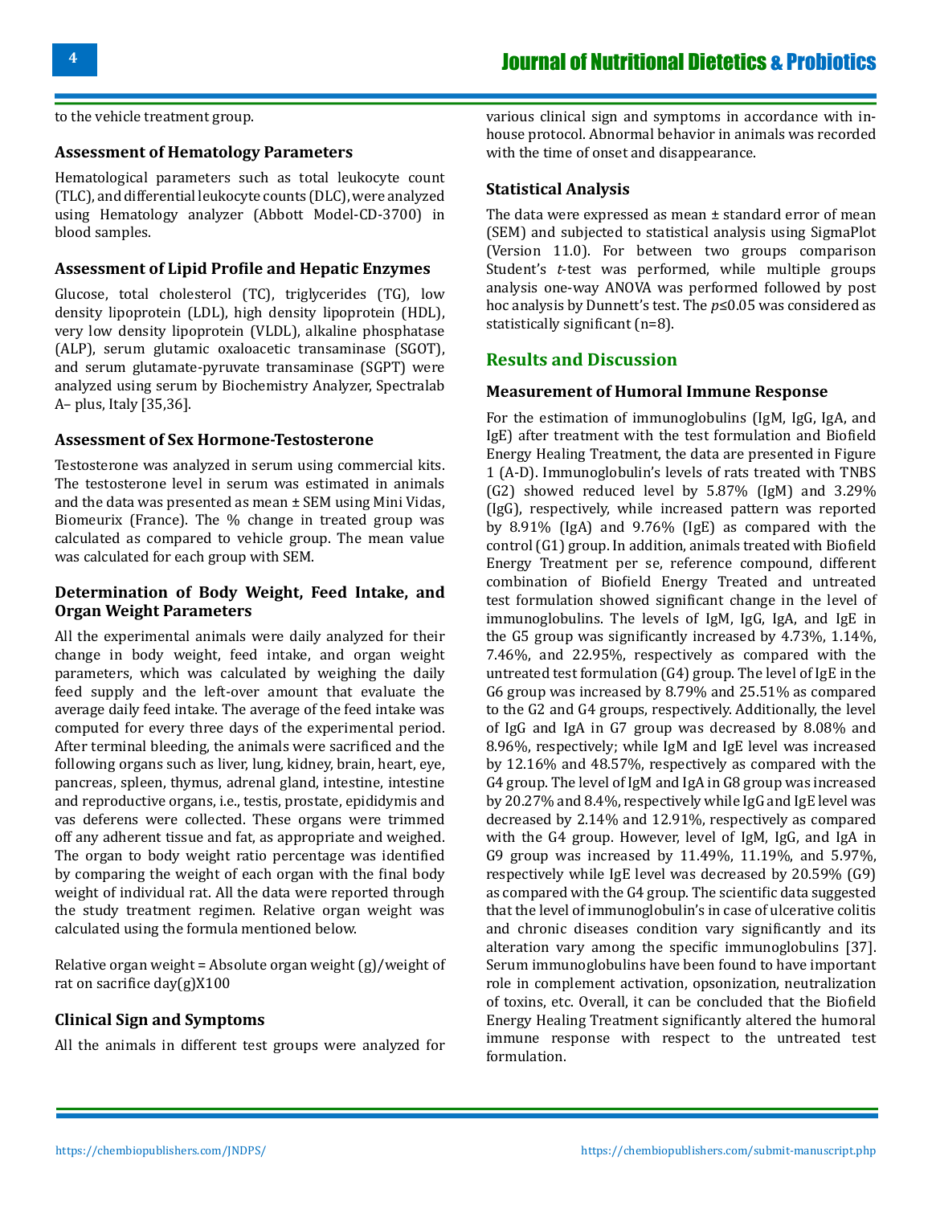to the vehicle treatment group.

### Assessment of Hematology Parameters

Hematological parameters such as total leukocyte count (TLC), and differential leukocyte counts (DLC), were analyzed using Hematology analyzer (Abbott Model-CD-3700) in blood samples.

### Assessment of Lipid Profile and Hepatic Enzymes

Glucose, total cholesterol (TC), triglycerides (TG), low density lipoprotein (LDL), high density lipoprotein (HDL), very low density lipoprotein (VLDL), alkaline phosphatase (ALP), serum glutamic oxaloacetic transaminase (SGOT), and serum glutamate-pyruvate transaminase (SGPT) were analyzed using serum by Biochemistry Analyzer, Spectralab A– plus, Italy [35,36].

### Assessment of Sex Hormone-Testosterone

Testosterone was analyzed in serum using commercial kits. The testosterone level in serum was estimated in animals and the data was presented as mean ± SEM using Mini Vidas, Biomeurix (France). The % change in treated group was calculated as compared to vehicle group. The mean value was calculated for each group with SEM.

### Determination of Body Weight, Feed Intake, and Organ Weight Parameters

All the experimental animals were daily analyzed for their change in body weight, feed intake, and organ weight parameters, which was calculated by weighing the daily feed supply and the left-over amount that evaluate the average daily feed intake. The average of the feed intake was computed for every three days of the experimental period. After terminal bleeding, the animals were sacrificed and the following organs such as liver, lung, kidney, brain, heart, eye, pancreas, spleen, thymus, adrenal gland, intestine, intestine and reproductive organs, i.e., testis, prostate, epididymis and vas deferens were collected. These organs were trimmed off any adherent tissue and fat, as appropriate and weighed. The organ to body weight ratio percentage was identified by comparing the weight of each organ with the final body weight of individual rat. All the data were reported through the study treatment regimen. Relative organ weight was calculated using the formula mentioned below.

Relative organ weight = Absolute organ weight (g)/weight of rat on sacrifice day(g)X100

### Clinical Sign and Symptoms

All the animals in different test groups were analyzed for various clinical sign and symptoms in accordance with in-house protocol. Abnormal behavior in animals was recorded with the time of onset and disappearance.

### Statistical Analysis

The data were expressed as mean ± standard error of mean (SEM) and subjected to statistical analysis using SigmaPlot (Version 11.0). For between two groups comparison Student's *t*-test was performed, while multiple groups analysis one-way ANOVA was performed followed by post hoc analysis by Dunnett's test. The $p \leq 0.05$ was considered as statistically significant (n=8).

## Results and Discussion

### Measurement of Humoral Immune Response

For the estimation of immunoglobulins (IgM, IgG, IgA, and IgE) after treatment with the test formulation and Biofield Energy Healing Treatment, the data are presented in Figure 1 (A-D). Immunoglobulin's levels of rats treated with TNBS (G2) showed reduced level by 5.87% (IgM) and 3.29% (IgG), respectively, while increased pattern was reported by 8.91% (IgA) and 9.76% (IgE) as compared with the control (G1) group. In addition, animals treated with Biofield Energy Treatment per se, reference compound, different combination of Biofield Energy Treated and untreated test formulation showed significant change in the level of immunoglobulins. The levels of IgM, IgG, IgA, and IgE in the G5 group was significantly increased by 4.73%, 1.14%, 7.46%, and 22.95%, respectively as compared with the untreated test formulation (G4) group. The level of IgE in the G6 group was increased by 8.79% and 25.51% as compared to the G2 and G4 groups, respectively. Additionally, the level of IgG and IgA in G7 group was decreased by 8.08% and 8.96%, respectively; while IgM and IgE level was increased by 12.16% and 48.57%, respectively as compared with the G4 group. The level of IgM and IgA in G8 group was increased by 20.27% and 8.4%, respectively while IgG and IgE level was decreased by 2.14% and 12.91%, respectively as compared with the G4 group. However, level of IgM, IgG, and IgA in G9 group was increased by 11.49%, 11.19%, and 5.97%, respectively while IgE level was decreased by 20.59% (G9) as compared with the G4 group. The scientific data suggested that the level of immunoglobulin's in case of ulcerative colitis and chronic diseases condition vary significantly and its alteration vary among the specific immunoglobulins [37]. Serum immunoglobulins have been found to have important role in complement activation, opsonization, neutralization of toxins, etc. Overall, it can be concluded that the Biofield Energy Healing Treatment significantly altered the humoral immune response with respect to the untreated test formulation.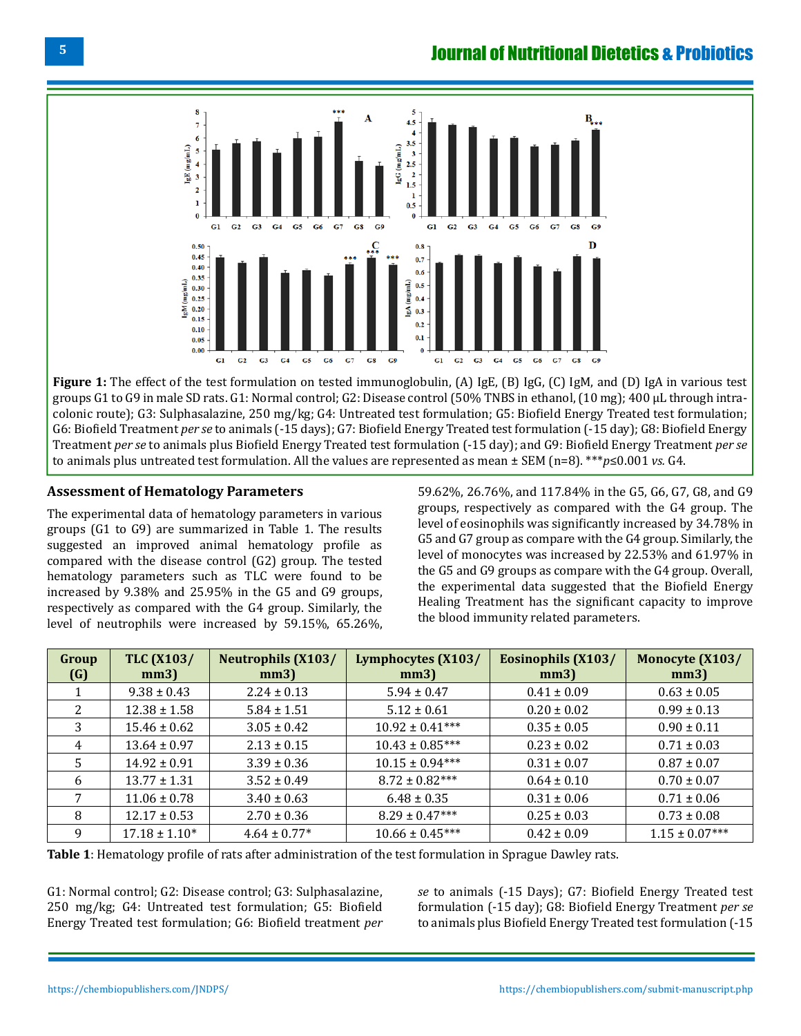**Figure 1:** The effect of the test formulation on tested immunoglobulin, (A) IgE, (B) IgG, (C) IgM, and (D) IgA in various test groups G1 to G9 in male SD rats. G1: Normal control; G2: Disease control (50% TNBS in ethanol, (10 mg); 400 µL through intra-colonic route); G3: Sulphasalazine, 250 mg/kg; G4: Untreated test formulation; G5: Biofield Energy Treated test formulation; G6: Biofield Treatment *per se* to animals (-15 days); G7: Biofield Energy Treated test formulation (-15 day); G8: Biofield Energy Treatment *per se* to animals plus Biofield Energy Treated test formulation (-15 day); and G9: Biofield Energy Treatment *per se* to animals plus untreated test formulation. All the values are represented as mean ± SEM (n=8). ***$p \leq 0.001$ *vs.* G4.

### Assessment of Hematology Parameters

The experimental data of hematology parameters in various groups (G1 to G9) are summarized in Table 1. The results suggested an improved animal hematology profile as compared with the disease control (G2) group. The tested hematology parameters such as TLC were found to be increased by 9.38% and 25.95% in the G5 and G9 groups, respectively as compared with the G4 group. Similarly, the level of neutrophils were increased by 59.15%, 65.26%, 59.62%, 26.76%, and 117.84% in the G5, G6, G7, G8, and G9 groups, respectively as compared with the G4 group. The level of eosinophils was significantly increased by 34.78% in G5 and G7 group as compare with the G4 group. Similarly, the level of monocytes was increased by 22.53% and 61.97% in the G5 and G9 groups as compare with the G4 group. Overall, the experimental data suggested that the Biofield Energy Healing Treatment has the significant capacity to improve the blood immunity related parameters.

| Group (G) | TLC (X103/ mm3) | Neutrophils (X103/ mm3) | Lymphocytes (X103/ mm3) | Eosinophils (X103/ mm3) | Monocyte (X103/ mm3) |
|---|---|---|---|---|---|
| 1 | 9.38 ± 0.43 | 2.24 ± 0.13 | 5.94 ± 0.47 | 0.41 ± 0.09 | 0.63 ± 0.05 |
| 2 | 12.38 ± 1.58 | 5.84 ± 1.51 | 5.12 ± 0.61 | 0.20 ± 0.02 | 0.99 ± 0.13 |
| 3 | 15.46 ± 0.62 | 3.05 ± 0.42 | 10.92 ± 0.41*** | 0.35 ± 0.05 | 0.90 ± 0.11 |
| 4 | 13.64 ± 0.97 | 2.13 ± 0.15 | 10.43 ± 0.85*** | 0.23 ± 0.02 | 0.71 ± 0.03 |
| 5 | 14.92 ± 0.91 | 3.39 ± 0.36 | 10.15 ± 0.94*** | 0.31 ± 0.07 | 0.87 ± 0.07 |
| 6 | 13.77 ± 1.31 | 3.52 ± 0.49 | 8.72 ± 0.82*** | 0.64 ± 0.10 | 0.70 ± 0.07 |
| 7 | 11.06 ± 0.78 | 3.40 ± 0.63 | 6.48 ± 0.35 | 0.31 ± 0.06 | 0.71 ± 0.06 |
| 8 | 12.17 ± 0.53 | 2.70 ± 0.36 | 8.29 ± 0.47*** | 0.25 ± 0.03 | 0.73 ± 0.08 |
| 9 | 17.18 ± 1.10* | 4.64 ± 0.77* | 10.66 ± 0.45*** | 0.42 ± 0.09 | 1.15 ± 0.07*** |

**Table 1**: Hematology profile of rats after administration of the test formulation in Sprague Dawley rats.

G1: Normal control; G2: Disease control; G3: Sulphasalazine, 250 mg/kg; G4: Untreated test formulation; G5: Biofield Energy Treated test formulation; G6: Biofield treatment *per se* to animals (-15 Days); G7: Biofield Energy Treated test formulation (-15 day); G8: Biofield Energy Treatment *per se* to animals plus Biofield Energy Treated test formulation (-15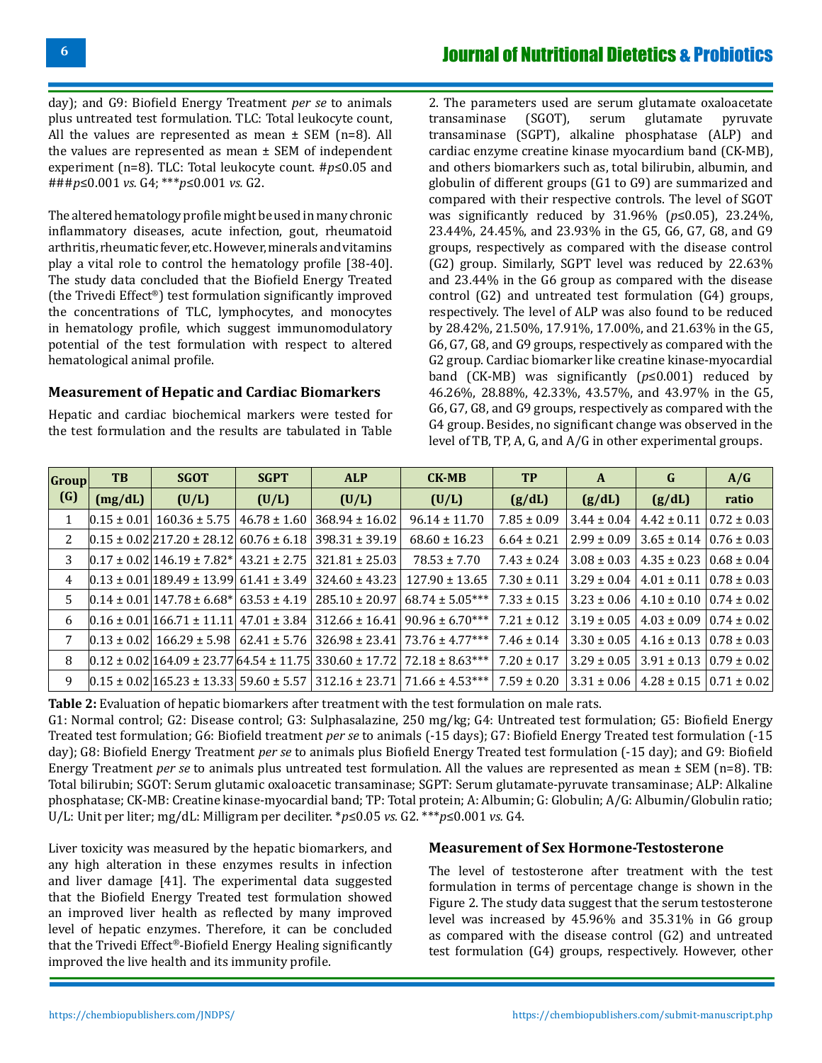day); and G9: Biofield Energy Treatment *per se* to animals plus untreated test formulation. TLC: Total leukocyte count, All the values are represented as mean ± SEM (n=8). All the values are represented as mean ± SEM of independent experiment (n=8). TLC: Total leukocyte count. #$p \leq 0.05$ and ###$p \leq 0.001$ *vs.* G4; ***$p \leq 0.001$ *vs.* G2.

The altered hematology profile might be used in many chronic inflammatory diseases, acute infection, gout, rheumatoid arthritis, rheumatic fever, etc. However, minerals and vitamins play a vital role to control the hematology profile [38-40]. The study data concluded that the Biofield Energy Treated (the Trivedi Effect®) test formulation significantly improved the concentrations of TLC, lymphocytes, and monocytes in hematology profile, which suggest immunomodulatory potential of the test formulation with respect to altered hematological animal profile.

### Measurement of Hepatic and Cardiac Biomarkers

Hepatic and cardiac biochemical markers were tested for the test formulation and the results are tabulated in Table 2. The parameters used are serum glutamate oxaloacetate transaminase (SGOT), serum glutamate pyruvate transaminase (SGPT), alkaline phosphatase (ALP) and cardiac enzyme creatine kinase myocardium band (CK-MB), and others biomarkers such as, total bilirubin, albumin, and globulin of different groups (G1 to G9) are summarized and compared with their respective controls. The level of SGOT was significantly reduced by 31.96% ($p \leq 0.05$), 23.24%, 23.44%, 24.45%, and 23.93% in the G5, G6, G7, G8, and G9 groups, respectively as compared with the disease control (G2) group. Similarly, SGPT level was reduced by 22.63% and 23.44% in the G6 group as compared with the disease control (G2) and untreated test formulation (G4) groups, respectively. The level of ALP was also found to be reduced by 28.42%, 21.50%, 17.91%, 17.00%, and 21.63% in the G5, G6, G7, G8, and G9 groups, respectively as compared with the G2 group. Cardiac biomarker like creatine kinase-myocardial band (CK-MB) was significantly ($p \leq 0.001$) reduced by 46.26%, 28.88%, 42.33%, 43.57%, and 43.97% in the G5, G6, G7, G8, and G9 groups, respectively as compared with the G4 group. Besides, no significant change was observed in the level of TB, TP, A, G, and A/G in other experimental groups.

| Group (G) | TB (mg/dL) | SGOT (U/L) | SGPT (U/L) | ALP (U/L) | CK-MB (U/L) | TP (g/dL) | A (g/dL) | G (g/dL) | A/G ratio |
|---|---|---|---|---|---|---|---|---|---|
| 1 | 0.15 ± 0.01 | 160.36 ± 5.75 | 46.78 ± 1.60 | 368.94 ± 16.02 | 96.14 ± 11.70 | 7.85 ± 0.09 | 3.44 ± 0.04 | 4.42 ± 0.11 | 0.72 ± 0.03 |
| 2 | 0.15 ± 0.02 | 217.20 ± 28.12 | 60.76 ± 6.18 | 398.31 ± 39.19 | 68.60 ± 16.23 | 6.64 ± 0.21 | 2.99 ± 0.09 | 3.65 ± 0.14 | 0.76 ± 0.03 |
| 3 | 0.17 ± 0.02 | 146.19 ± 7.82* | 43.21 ± 2.75 | 321.81 ± 25.03 | 78.53 ± 7.70 | 7.43 ± 0.24 | 3.08 ± 0.03 | 4.35 ± 0.23 | 0.68 ± 0.04 |
| 4 | 0.13 ± 0.01 | 189.49 ± 13.99 | 61.41 ± 3.49 | 324.60 ± 43.23 | 127.90 ± 13.65 | 7.30 ± 0.11 | 3.29 ± 0.04 | 4.01 ± 0.11 | 0.78 ± 0.03 |
| 5 | 0.14 ± 0.01 | 147.78 ± 6.68* | 63.53 ± 4.19 | 285.10 ± 20.97 | 68.74 ± 5.05*** | 7.33 ± 0.15 | 3.23 ± 0.06 | 4.10 ± 0.10 | 0.74 ± 0.02 |
| 6 | 0.16 ± 0.01 | 166.71 ± 11.11 | 47.01 ± 3.84 | 312.66 ± 16.41 | 90.96 ± 6.70*** | 7.21 ± 0.12 | 3.19 ± 0.05 | 4.03 ± 0.09 | 0.74 ± 0.02 |
| 7 | 0.13 ± 0.02 | 166.29 ± 5.98 | 62.41 ± 5.76 | 326.98 ± 23.41 | 73.76 ± 4.77*** | 7.46 ± 0.14 | 3.30 ± 0.05 | 4.16 ± 0.13 | 0.78 ± 0.03 |
| 8 | 0.12 ± 0.02 | 164.09 ± 23.77 | 64.54 ± 11.75 | 330.60 ± 17.72 | 72.18 ± 8.63*** | 7.20 ± 0.17 | 3.29 ± 0.05 | 3.91 ± 0.13 | 0.79 ± 0.02 |
| 9 | 0.15 ± 0.02 | 165.23 ± 13.33 | 59.60 ± 5.57 | 312.16 ± 23.71 | 71.66 ± 4.53*** | 7.59 ± 0.20 | 3.31 ± 0.06 | 4.28 ± 0.15 | 0.71 ± 0.02 |

**Table 2:** Evaluation of hepatic biomarkers after treatment with the test formulation on male rats.
G1: Normal control; G2: Disease control; G3: Sulphasalazine, 250 mg/kg; G4: Untreated test formulation; G5: Biofield Energy Treated test formulation; G6: Biofield treatment *per se* to animals (-15 days); G7: Biofield Energy Treated test formulation (-15 day); G8: Biofield Energy Treatment *per se* to animals plus Biofield Energy Treated test formulation (-15 day); and G9: Biofield Energy Treatment *per se* to animals plus untreated test formulation. All the values are represented as mean ± SEM (n=8). TB: Total bilirubin; SGOT: Serum glutamic oxaloacetic transaminase; SGPT: Serum glutamate-pyruvate transaminase; ALP: Alkaline phosphatase; CK-MB: Creatine kinase-myocardial band; TP: Total protein; A: Albumin; G: Globulin; A/G: Albumin/Globulin ratio; U/L: Unit per liter; mg/dL: Milligram per deciliter. *$p \leq 0.05$ *vs.* G2. ***$p \leq 0.001$ *vs.* G4.

Liver toxicity was measured by the hepatic biomarkers, and any high alteration in these enzymes results in infection and liver damage [41]. The experimental data suggested that the Biofield Energy Treated test formulation showed an improved liver health as reflected by many improved level of hepatic enzymes. Therefore, it can be concluded that the Trivedi Effect®-Biofield Energy Healing significantly improved the live health and its immunity profile.

### Measurement of Sex Hormone-Testosterone

The level of testosterone after treatment with the test formulation in terms of percentage change is shown in the Figure 2. The study data suggest that the serum testosterone level was increased by 45.96% and 35.31% in G6 group as compared with the disease control (G2) and untreated test formulation (G4) groups, respectively. However, other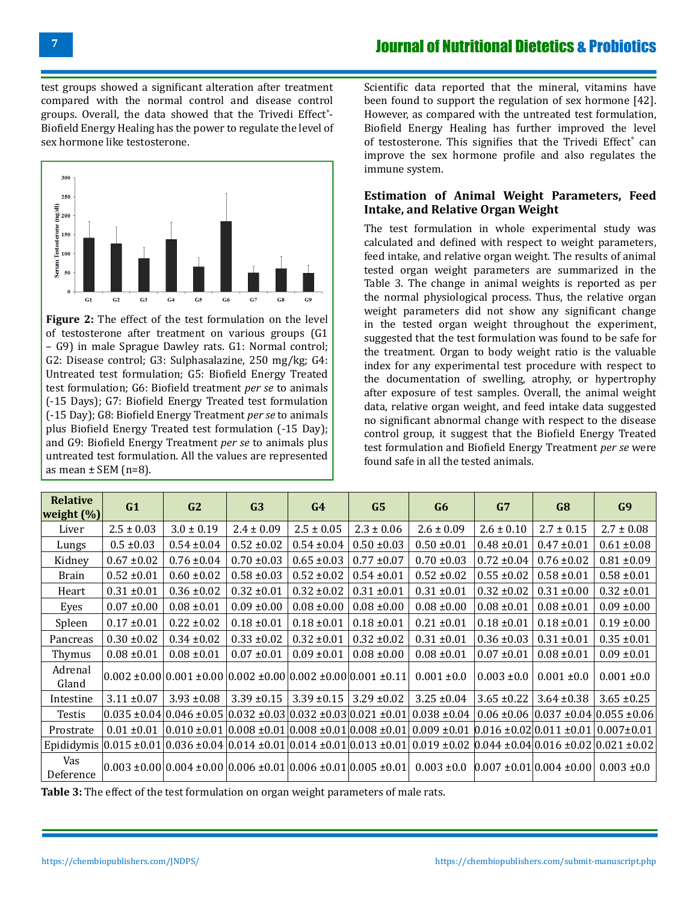test groups showed a significant alteration after treatment compared with the normal control and disease control groups. Overall, the data showed that the Trivedi Effect®-Biofield Energy Healing has the power to regulate the level of sex hormone like testosterone.

**Figure 2:** The effect of the test formulation on the level of testosterone after treatment on various groups (G1 – G9) in male Sprague Dawley rats. G1: Normal control; G2: Disease control; G3: Sulphasalazine, 250 mg/kg; G4: Untreated test formulation; G5: Biofield Energy Treated test formulation; G6: Biofield treatment *per se* to animals (-15 Days); G7: Biofield Energy Treated test formulation (-15 Day); G8: Biofield Energy Treatment *per se* to animals plus Biofield Energy Treated test formulation (-15 Day); and G9: Biofield Energy Treatment *per se* to animals plus untreated test formulation. All the values are represented as mean ± SEM (n=8).

Scientific data reported that the mineral, vitamins have been found to support the regulation of sex hormone [42]. However, as compared with the untreated test formulation, Biofield Energy Healing has further improved the level of testosterone. This signifies that the Trivedi Effect® can improve the sex hormone profile and also regulates the immune system.

### Estimation of Animal Weight Parameters, Feed Intake, and Relative Organ Weight

The test formulation in whole experimental study was calculated and defined with respect to weight parameters, feed intake, and relative organ weight. The results of animal tested organ weight parameters are summarized in the Table 3. The change in animal weights is reported as per the normal physiological process. Thus, the relative organ weight parameters did not show any significant change in the tested organ weight throughout the experiment, suggested that the test formulation was found to be safe for the treatment. Organ to body weight ratio is the valuable index for any experimental test procedure with respect to the documentation of swelling, atrophy, or hypertrophy after exposure of test samples. Overall, the animal weight data, relative organ weight, and feed intake data suggested no significant abnormal change with respect to the disease control group, it suggest that the Biofield Energy Treated test formulation and Biofield Energy Treatment *per se* were found safe in all the tested animals.

| Relative weight (%) | G1 | G2 | G3 | G4 | G5 | G6 | G7 | G8 | G9 |
|---|---|---|---|---|---|---|---|---|---|
| Liver | 2.5 ± 0.03 | 3.0 ± 0.19 | 2.4 ± 0.09 | 2.5 ± 0.05 | 2.3 ± 0.06 | 2.6 ± 0.09 | 2.6 ± 0.10 | 2.7 ± 0.15 | 2.7 ± 0.08 |
| Lungs | 0.5 ±0.03 | 0.54 ±0.04 | 0.52 ±0.02 | 0.54 ±0.04 | 0.50 ±0.03 | 0.50 ±0.01 | 0.48 ±0.01 | 0.47 ±0.01 | 0.61 ±0.08 |
| Kidney | 0.67 ±0.02 | 0.76 ±0.04 | 0.70 ±0.03 | 0.65 ±0.03 | 0.77 ±0.07 | 0.70 ±0.03 | 0.72 ±0.04 | 0.76 ±0.02 | 0.81 ±0.09 |
| Brain | 0.52 ±0.01 | 0.60 ±0.02 | 0.58 ±0.03 | 0.52 ±0.02 | 0.54 ±0.01 | 0.52 ±0.02 | 0.55 ±0.02 | 0.58 ±0.01 | 0.58 ±0.01 |
| Heart | 0.31 ±0.01 | 0.36 ±0.02 | 0.32 ±0.01 | 0.32 ±0.02 | 0.31 ±0.01 | 0.31 ±0.01 | 0.32 ±0.02 | 0.31 ±0.00 | 0.32 ±0.01 |
| Eyes | 0.07 ±0.00 | 0.08 ±0.01 | 0.09 ±0.00 | 0.08 ±0.00 | 0.08 ±0.00 | 0.08 ±0.00 | 0.08 ±0.01 | 0.08 ±0.01 | 0.09 ±0.00 |
| Spleen | 0.17 ±0.01 | 0.22 ±0.02 | 0.18 ±0.01 | 0.18 ±0.01 | 0.18 ±0.01 | 0.21 ±0.01 | 0.18 ±0.01 | 0.18 ±0.01 | 0.19 ±0.00 |
| Pancreas | 0.30 ±0.02 | 0.34 ±0.02 | 0.33 ±0.02 | 0.32 ±0.01 | 0.32 ±0.02 | 0.31 ±0.01 | 0.36 ±0.03 | 0.31 ±0.01 | 0.35 ±0.01 |
| Thymus | 0.08 ±0.01 | 0.08 ±0.01 | 0.07 ±0.01 | 0.09 ±0.01 | 0.08 ±0.00 | 0.08 ±0.01 | 0.07 ±0.01 | 0.08 ±0.01 | 0.09 ±0.01 |
| Adrenal Gland | 0.002 ±0.00 | 0.001 ±0.00 | 0.002 ±0.00 | 0.002 ±0.00 | 0.001 ±0.11 | 0.001 ±0.0 | 0.003 ±0.0 | 0.001 ±0.0 | 0.001 ±0.0 |
| Intestine | 3.11 ±0.07 | 3.93 ±0.08 | 3.39 ±0.15 | 3.39 ±0.15 | 3.29 ±0.02 | 3.25 ±0.04 | 3.65 ±0.22 | 3.64 ±0.38 | 3.65 ±0.25 |
| Testis | 0.035 ±0.04 | 0.046 ±0.05 | 0.032 ±0.03 | 0.032 ±0.03 | 0.021 ±0.01 | 0.038 ±0.04 | 0.06 ±0.06 | 0.037 ±0.04 | 0.055 ±0.06 |
| Prostrate | 0.01 ±0.01 | 0.010 ±0.01 | 0.008 ±0.01 | 0.008 ±0.01 | 0.008 ±0.01 | 0.009 ±0.01 | 0.016 ±0.02 | 0.011 ±0.01 | 0.007±0.01 |
| Epididymis | 0.015 ±0.01 | 0.036 ±0.04 | 0.014 ±0.01 | 0.014 ±0.01 | 0.013 ±0.01 | 0.019 ±0.02 | 0.044 ±0.04 | 0.016 ±0.02 | 0.021 ±0.02 |
| Vas Deference | 0.003 ±0.00 | 0.004 ±0.00 | 0.006 ±0.01 | 0.006 ±0.01 | 0.005 ±0.01 | 0.003 ±0.0 | 0.007 ±0.01 | 0.004 ±0.00 | 0.003 ±0.0 |

**Table 3:** The effect of the test formulation on organ weight parameters of male rats.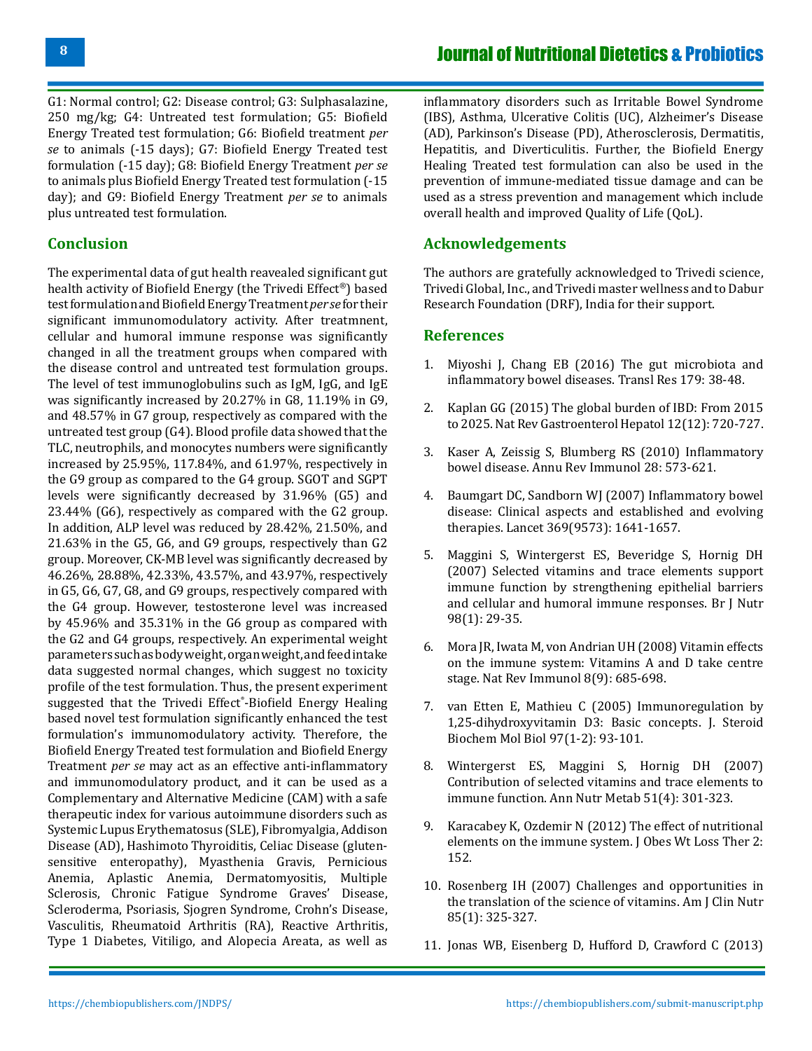G1: Normal control; G2: Disease control; G3: Sulphasalazine, 250 mg/kg; G4: Untreated test formulation; G5: Biofield Energy Treated test formulation; G6: Biofield treatment *per se* to animals (-15 days); G7: Biofield Energy Treated test formulation (-15 day); G8: Biofield Energy Treatment *per se* to animals plus Biofield Energy Treated test formulation (-15 day); and G9: Biofield Energy Treatment *per se* to animals plus untreated test formulation.

## Conclusion

The experimental data of gut health reavealed significant gut health activity of Biofield Energy (the Trivedi Effect®) based test formulation and Biofield Energy Treatment *per se* for their significant immunomodulatory activity. After treatmnent, cellular and humoral immune response was significantly changed in all the treatment groups when compared with the disease control and untreated test formulation groups. The level of test immunoglobulins such as IgM, IgG, and IgE was significantly increased by 20.27% in G8, 11.19% in G9, and 48.57% in G7 group, respectively as compared with the untreated test group (G4). Blood profile data showed that the TLC, neutrophils, and monocytes numbers were significantly increased by 25.95%, 117.84%, and 61.97%, respectively in the G9 group as compared to the G4 group. SGOT and SGPT levels were significantly decreased by 31.96% (G5) and 23.44% (G6), respectively as compared with the G2 group. In addition, ALP level was reduced by 28.42%, 21.50%, and 21.63% in the G5, G6, and G9 groups, respectively than G2 group. Moreover, CK-MB level was significantly decreased by 46.26%, 28.88%, 42.33%, 43.57%, and 43.97%, respectively in G5, G6, G7, G8, and G9 groups, respectively compared with the G4 group. However, testosterone level was increased by 45.96% and 35.31% in the G6 group as compared with the G2 and G4 groups, respectively. An experimental weight parameters such as body weight, organ weight, and feed intake data suggested normal changes, which suggest no toxicity profile of the test formulation. Thus, the present experiment suggested that the Trivedi Effect®-Biofield Energy Healing based novel test formulation significantly enhanced the test formulation's immunomodulatory activity. Therefore, the Biofield Energy Treated test formulation and Biofield Energy Treatment *per se* may act as an effective anti-inflammatory and immunomodulatory product, and it can be used as a Complementary and Alternative Medicine (CAM) with a safe therapeutic index for various autoimmune disorders such as Systemic Lupus Erythematosus (SLE), Fibromyalgia, Addison Disease (AD), Hashimoto Thyroiditis, Celiac Disease (gluten-sensitive enteropathy), Myasthenia Gravis, Pernicious Anemia, Aplastic Anemia, Dermatomyositis, Multiple Sclerosis, Chronic Fatigue Syndrome Graves' Disease, Scleroderma, Psoriasis, Sjogren Syndrome, Crohn's Disease, Vasculitis, Rheumatoid Arthritis (RA), Reactive Arthritis, Type 1 Diabetes, Vitiligo, and Alopecia Areata, as well as inflammatory disorders such as Irritable Bowel Syndrome (IBS), Asthma, Ulcerative Colitis (UC), Alzheimer's Disease (AD), Parkinson's Disease (PD), Atherosclerosis, Dermatitis, Hepatitis, and Diverticulitis. Further, the Biofield Energy Healing Treated test formulation can also be used in the prevention of immune-mediated tissue damage and can be used as a stress prevention and management which include overall health and improved Quality of Life (QoL).

## Acknowledgements

The authors are gratefully acknowledged to Trivedi science, Trivedi Global, Inc., and Trivedi master wellness and to Dabur Research Foundation (DRF), India for their support.

## References

1. Miyoshi J, Chang EB (2016) The gut microbiota and inflammatory bowel diseases. Transl Res 179: 38-48.
2. Kaplan GG (2015) The global burden of IBD: From 2015 to 2025. Nat Rev Gastroenterol Hepatol 12(12): 720-727.
3. Kaser A, Zeissig S, Blumberg RS (2010) Inflammatory bowel disease. Annu Rev Immunol 28: 573-621.
4. Baumgart DC, Sandborn WJ (2007) Inflammatory bowel disease: Clinical aspects and established and evolving therapies. Lancet 369(9573): 1641-1657.
5. Maggini S, Wintergerst ES, Beveridge S, Hornig DH (2007) Selected vitamins and trace elements support immune function by strengthening epithelial barriers and cellular and humoral immune responses. Br J Nutr 98(1): 29-35.
6. Mora JR, Iwata M, von Andrian UH (2008) Vitamin effects on the immune system: Vitamins A and D take centre stage. Nat Rev Immunol 8(9): 685-698.
7. van Etten E, Mathieu C (2005) Immunoregulation by 1,25-dihydroxyvitamin D3: Basic concepts. J. Steroid Biochem Mol Biol 97(1-2): 93-101.
8. Wintergerst ES, Maggini S, Hornig DH (2007) Contribution of selected vitamins and trace elements to immune function. Ann Nutr Metab 51(4): 301-323.
9. Karacabey K, Ozdemir N (2012) The effect of nutritional elements on the immune system. J Obes Wt Loss Ther 2: 152.
10. Rosenberg IH (2007) Challenges and opportunities in the translation of the science of vitamins. Am J Clin Nutr 85(1): 325-327.
11. Jonas WB, Eisenberg D, Hufford D, Crawford C (2013)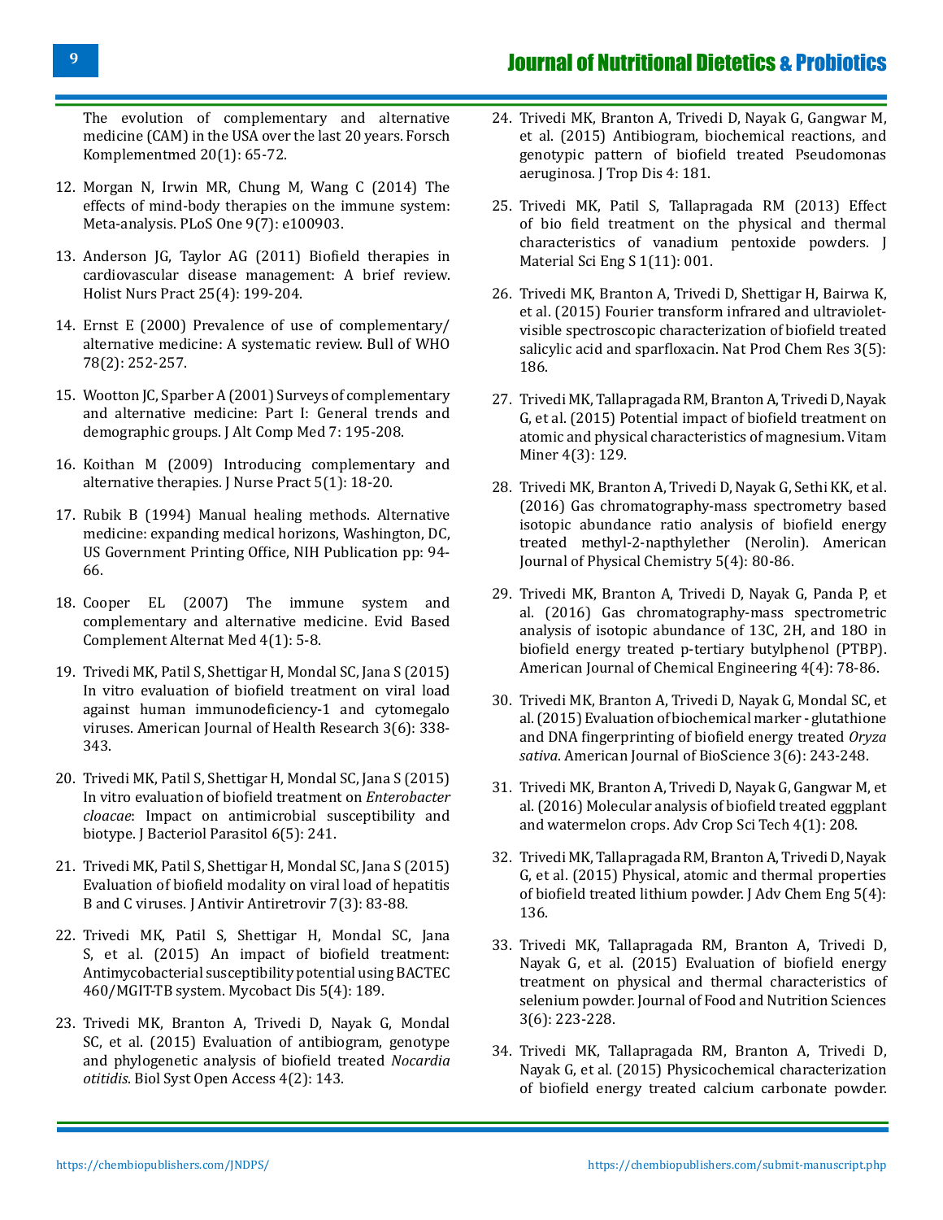The evolution of complementary and alternative medicine (CAM) in the USA over the last 20 years. Forsch Komplementmed 20(1): 65-72.

12. Morgan N, Irwin MR, Chung M, Wang C (2014) The effects of mind-body therapies on the immune system: Meta-analysis. PLoS One 9(7): e100903.

13. Anderson JG, Taylor AG (2011) Biofield therapies in cardiovascular disease management: A brief review. Holist Nurs Pract 25(4): 199-204.

14. Ernst E (2000) Prevalence of use of complementary/alternative medicine: A systematic review. Bull of WHO 78(2): 252-257.

15. Wootton JC, Sparber A (2001) Surveys of complementary and alternative medicine: Part I: General trends and demographic groups. J Alt Comp Med 7: 195-208.

16. Koithan M (2009) Introducing complementary and alternative therapies. J Nurse Pract 5(1): 18-20.

17. Rubik B (1994) Manual healing methods. Alternative medicine: expanding medical horizons, Washington, DC, US Government Printing Office, NIH Publication pp: 94-66.

18. Cooper EL (2007) The immune system and complementary and alternative medicine. Evid Based Complement Alternat Med 4(1): 5-8.

19. Trivedi MK, Patil S, Shettigar H, Mondal SC, Jana S (2015) In vitro evaluation of biofield treatment on viral load against human immunodeficiency-1 and cytomegalo viruses. American Journal of Health Research 3(6): 338-343.

20. Trivedi MK, Patil S, Shettigar H, Mondal SC, Jana S (2015) In vitro evaluation of biofield treatment on *Enterobacter cloacae*: Impact on antimicrobial susceptibility and biotype. J Bacteriol Parasitol 6(5): 241.

21. Trivedi MK, Patil S, Shettigar H, Mondal SC, Jana S (2015) Evaluation of biofield modality on viral load of hepatitis B and C viruses. J Antivir Antiretrovir 7(3): 83-88.

22. Trivedi MK, Patil S, Shettigar H, Mondal SC, Jana S, et al. (2015) An impact of biofield treatment: Antimycobacterial susceptibility potential using BACTEC 460/MGIT-TB system. Mycobact Dis 5(4): 189.

23. Trivedi MK, Branton A, Trivedi D, Nayak G, Mondal SC, et al. (2015) Evaluation of antibiogram, genotype and phylogenetic analysis of biofield treated *Nocardia otitidis*. Biol Syst Open Access 4(2): 143.

24. Trivedi MK, Branton A, Trivedi D, Nayak G, Gangwar M, et al. (2015) Antibiogram, biochemical reactions, and genotypic pattern of biofield treated Pseudomonas aeruginosa. J Trop Dis 4: 181.

25. Trivedi MK, Patil S, Tallapragada RM (2013) Effect of bio field treatment on the physical and thermal characteristics of vanadium pentoxide powders. J Material Sci Eng S 1(11): 001.

26. Trivedi MK, Branton A, Trivedi D, Shettigar H, Bairwa K, et al. (2015) Fourier transform infrared and ultraviolet-visible spectroscopic characterization of biofield treated salicylic acid and sparfloxacin. Nat Prod Chem Res 3(5): 186.

27. Trivedi MK, Tallapragada RM, Branton A, Trivedi D, Nayak G, et al. (2015) Potential impact of biofield treatment on atomic and physical characteristics of magnesium. Vitam Miner 4(3): 129.

28. Trivedi MK, Branton A, Trivedi D, Nayak G, Sethi KK, et al. (2016) Gas chromatography-mass spectrometry based isotopic abundance ratio analysis of biofield energy treated methyl-2-napthylether (Nerolin). American Journal of Physical Chemistry 5(4): 80-86.

29. Trivedi MK, Branton A, Trivedi D, Nayak G, Panda P, et al. (2016) Gas chromatography-mass spectrometric analysis of isotopic abundance of 13C, 2H, and 18O in biofield energy treated p-tertiary butylphenol (PTBP). American Journal of Chemical Engineering 4(4): 78-86.

30. Trivedi MK, Branton A, Trivedi D, Nayak G, Mondal SC, et al. (2015) Evaluation of biochemical marker - glutathione and DNA fingerprinting of biofield energy treated *Oryza sativa*. American Journal of BioScience 3(6): 243-248.

31. Trivedi MK, Branton A, Trivedi D, Nayak G, Gangwar M, et al. (2016) Molecular analysis of biofield treated eggplant and watermelon crops. Adv Crop Sci Tech 4(1): 208.

32. Trivedi MK, Tallapragada RM, Branton A, Trivedi D, Nayak G, et al. (2015) Physical, atomic and thermal properties of biofield treated lithium powder. J Adv Chem Eng 5(4): 136.

33. Trivedi MK, Tallapragada RM, Branton A, Trivedi D, Nayak G, et al. (2015) Evaluation of biofield energy treatment on physical and thermal characteristics of selenium powder. Journal of Food and Nutrition Sciences 3(6): 223-228.

34. Trivedi MK, Tallapragada RM, Branton A, Trivedi D, Nayak G, et al. (2015) Physicochemical characterization of biofield energy treated calcium carbonate powder.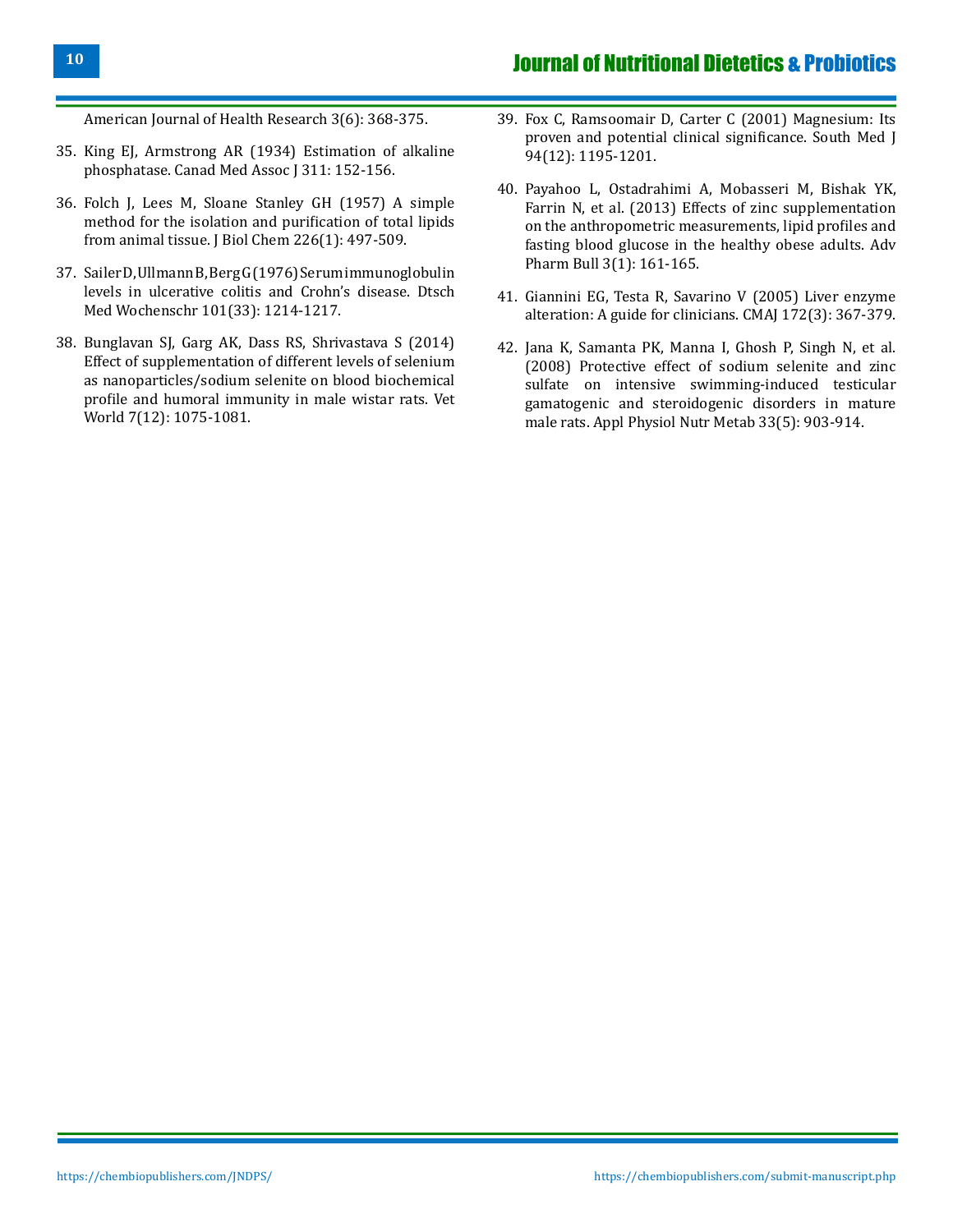American Journal of Health Research 3(6): 368-375.

35. King EJ, Armstrong AR (1934) Estimation of alkaline phosphatase. Canad Med Assoc J 311: 152-156.

36. Folch J, Lees M, Sloane Stanley GH (1957) A simple method for the isolation and purification of total lipids from animal tissue. J Biol Chem 226(1): 497-509.

37. Sailer D, Ullmann B, Berg G (1976) Serum immunoglobulin levels in ulcerative colitis and Crohn's disease. Dtsch Med Wochenschr 101(33): 1214-1217.

38. Bunglavan SJ, Garg AK, Dass RS, Shrivastava S (2014) Effect of supplementation of different levels of selenium as nanoparticles/sodium selenite on blood biochemical profile and humoral immunity in male wistar rats. Vet World 7(12): 1075-1081.

39. Fox C, Ramsoomair D, Carter C (2001) Magnesium: Its proven and potential clinical significance. South Med J 94(12): 1195-1201.

40. Payahoo L, Ostadrahimi A, Mobasseri M, Bishak YK, Farrin N, et al. (2013) Effects of zinc supplementation on the anthropometric measurements, lipid profiles and fasting blood glucose in the healthy obese adults. Adv Pharm Bull 3(1): 161-165.

41. Giannini EG, Testa R, Savarino V (2005) Liver enzyme alteration: A guide for clinicians. CMAJ 172(3): 367-379.

42. Jana K, Samanta PK, Manna I, Ghosh P, Singh N, et al. (2008) Protective effect of sodium selenite and zinc sulfate on intensive swimming-induced testicular gamatogenic and steroidogenic disorders in mature male rats. Appl Physiol Nutr Metab 33(5): 903-914.